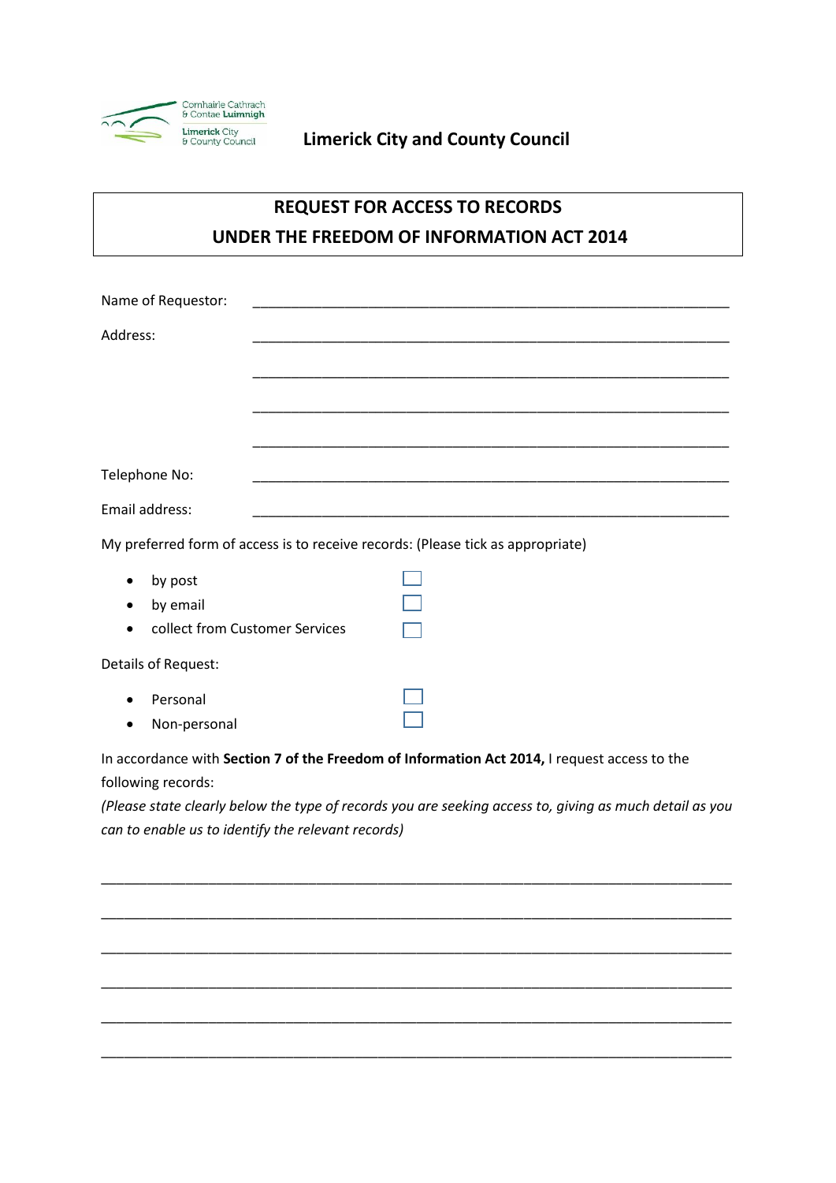Comhairle Cathrach & Contae Luimnigh

Limerick City & County Council

**Limerick City and County Council**

## REQUEST FOR ACCESS TO RECORDS
## UNDER THE FREEDOM OF INFORMATION ACT 2014

Name of Requestor: ______________________________________________

Address: ______________________________________________

______________________________________________

______________________________________________

______________________________________________

Telephone No: ______________________________________________

Email address: ______________________________________________

My preferred form of access is to receive records: (Please tick as appropriate)

- by post ☐
- by email ☐
- collect from Customer Services ☐

Details of Request:

- Personal ☐
- Non-personal ☐

In accordance with **Section 7 of the Freedom of Information Act 2014,** I request access to the following records:

*(Please state clearly below the type of records you are seeking access to, giving as much detail as you can to enable us to identify the relevant records)*

______________________________________________________________________

______________________________________________________________________

______________________________________________________________________

______________________________________________________________________

______________________________________________________________________

______________________________________________________________________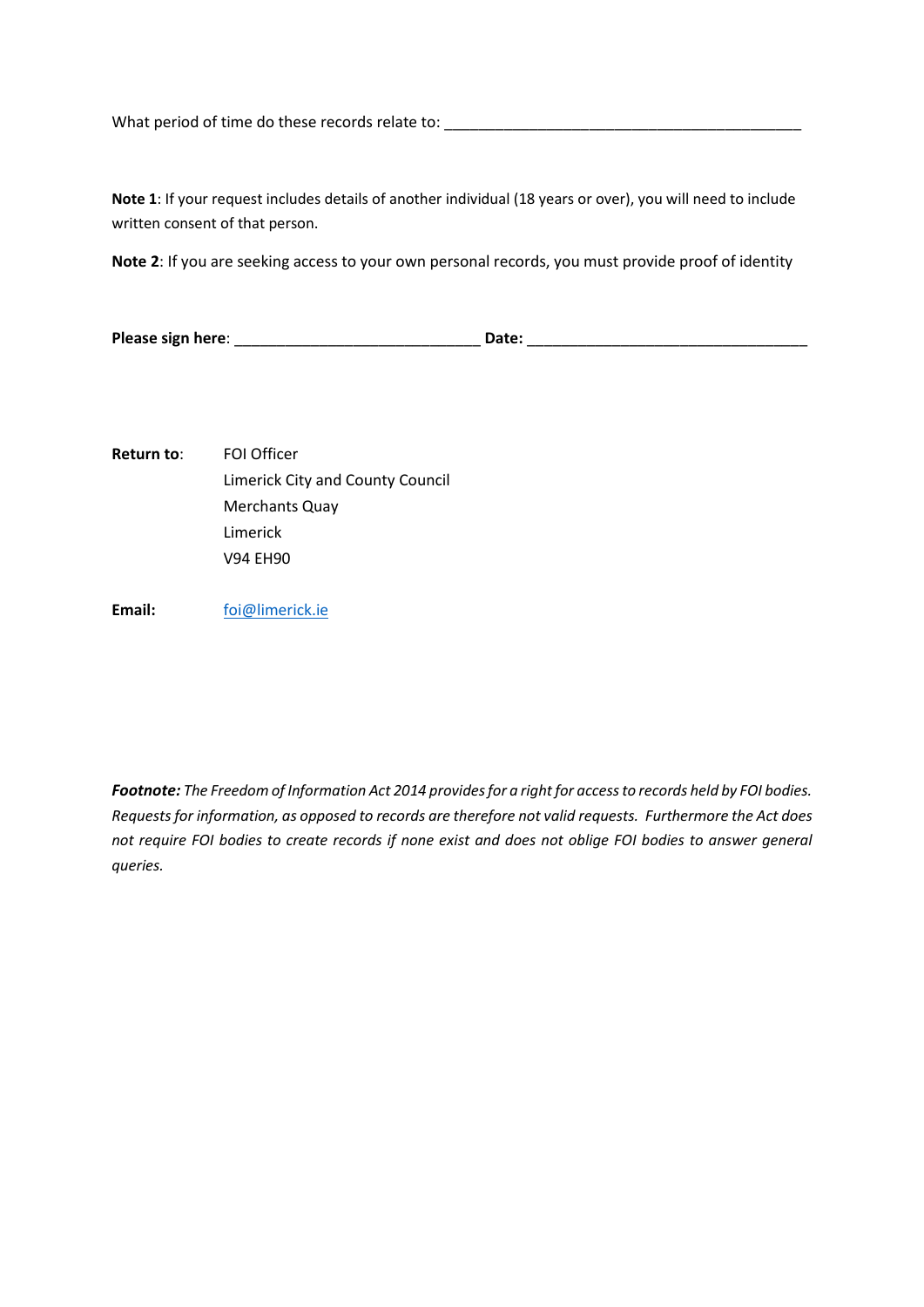What period of time do these records relate to: ___________________________________________

**Note 1**: If your request includes details of another individual (18 years or over), you will need to include written consent of that person.

**Note 2**: If you are seeking access to your own personal records, you must provide proof of identity

**Please sign here**: _____________________________ **Date:** __________________________________

**Return to**: FOI Officer
Limerick City and County Council
Merchants Quay
Limerick
V94 EH90

**Email:** foi@limerick.ie

***Footnote:*** *The Freedom of Information Act 2014 provides for a right for access to records held by FOI bodies. Requests for information, as opposed to records are therefore not valid requests. Furthermore the Act does not require FOI bodies to create records if none exist and does not oblige FOI bodies to answer general queries.*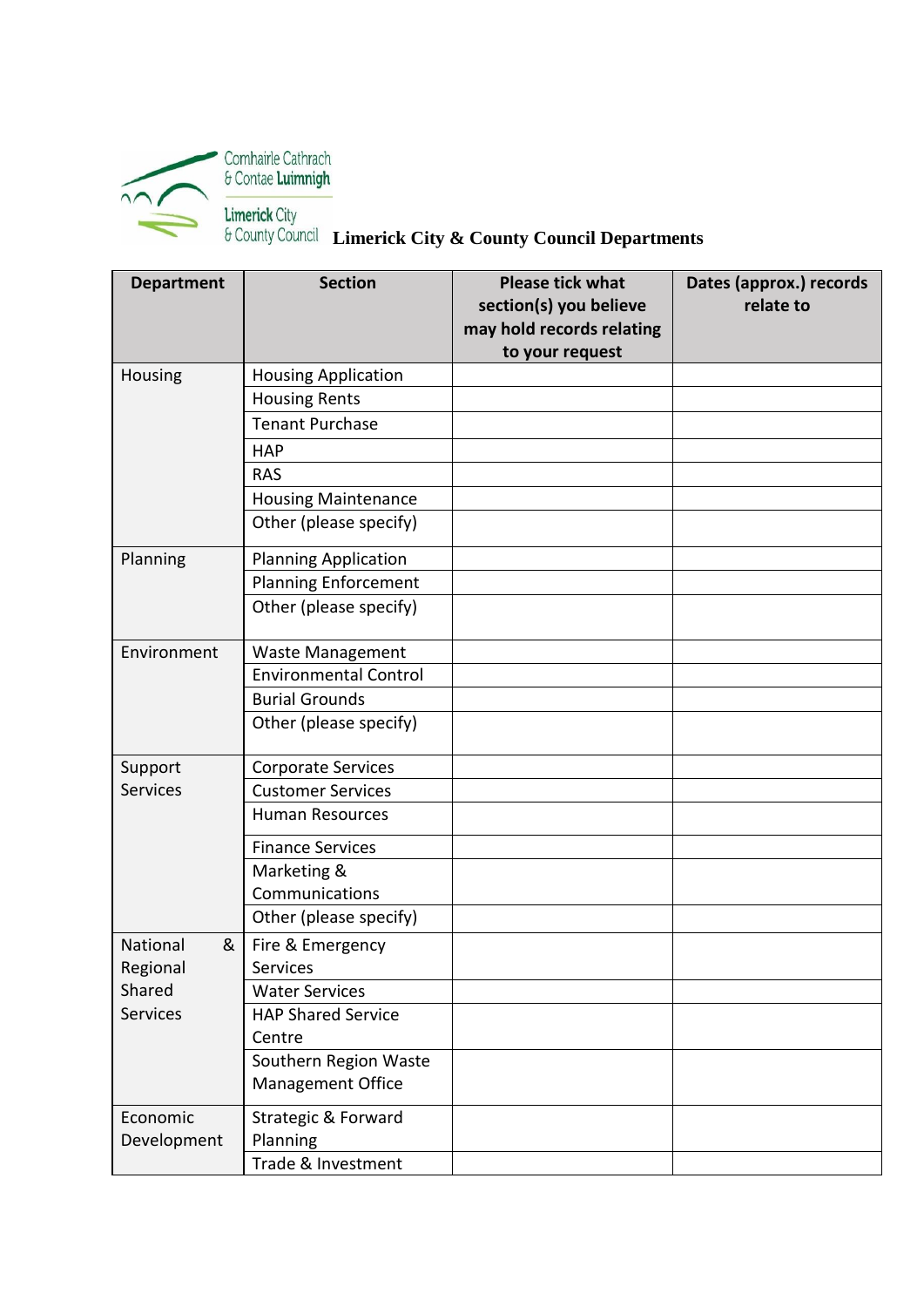Comhairle Cathrach & Contae Luimnigh
Limerick City & County Council

# Limerick City & County Council Departments

| Department | Section | Please tick what section(s) you believe may hold records relating to your request | Dates (approx.) records relate to |
|---|---|---|---|
| Housing | Housing Application | | |
| | Housing Rents | | |
| | Tenant Purchase | | |
| | HAP | | |
| | RAS | | |
| | Housing Maintenance | | |
| | Other (please specify) | | |
| Planning | Planning Application | | |
| | Planning Enforcement | | |
| | Other (please specify) | | |
| Environment | Waste Management | | |
| | Environmental Control | | |
| | Burial Grounds | | |
| | Other (please specify) | | |
| Support Services | Corporate Services | | |
| | Customer Services | | |
| | Human Resources | | |
| | Finance Services | | |
| | Marketing & Communications | | |
| | Other (please specify) | | |
| National & Regional Shared Services | Fire & Emergency Services | | |
| | Water Services | | |
| | HAP Shared Service Centre | | |
| | Southern Region Waste Management Office | | |
| Economic Development | Strategic & Forward Planning | | |
| | Trade & Investment | | |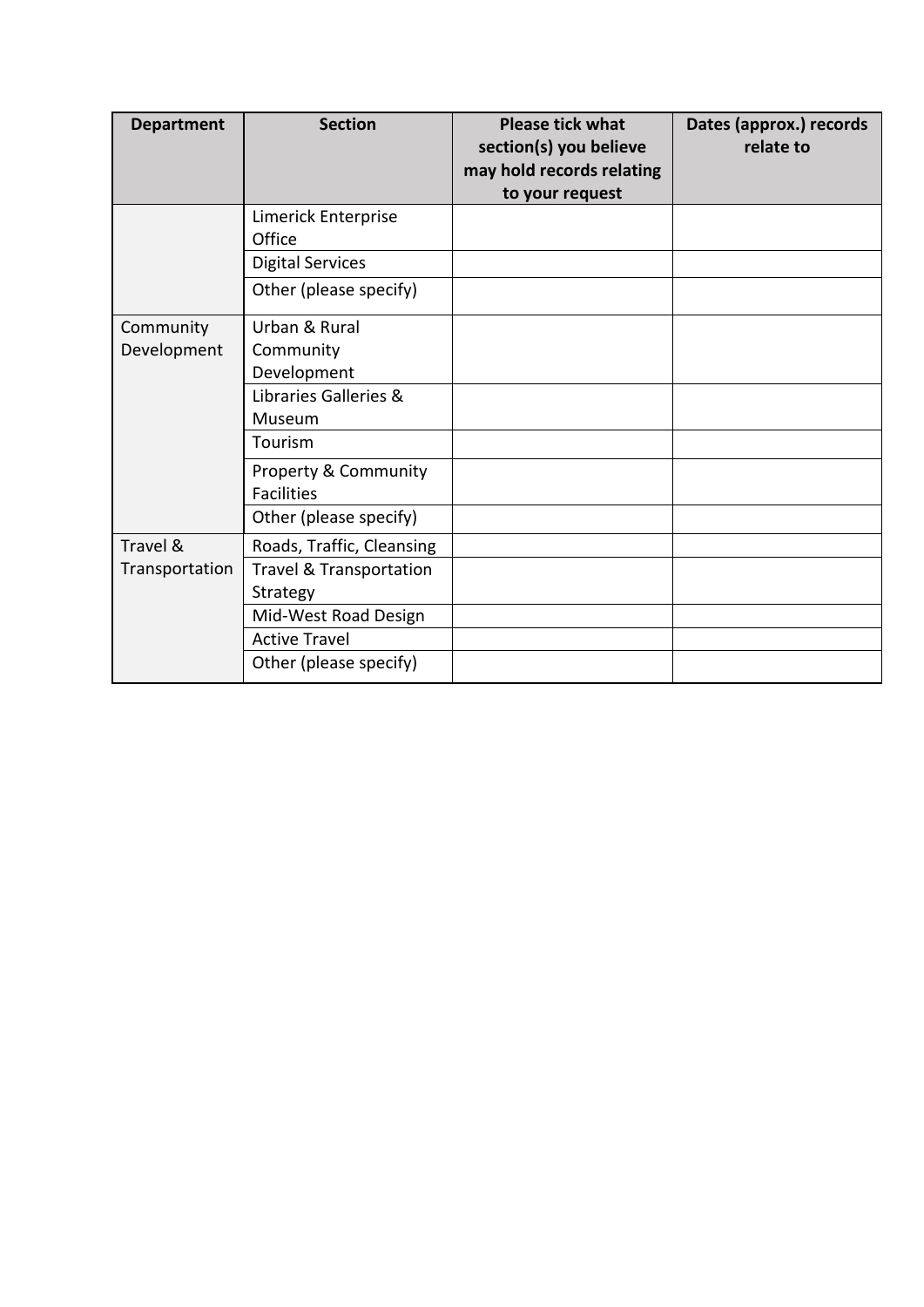| Department | Section | Please tick what section(s) you believe may hold records relating to your request | Dates (approx.) records relate to |
|---|---|---|---|
| | Limerick Enterprise Office | | |
| | Digital Services | | |
| | Other (please specify) | | |
| Community Development | Urban & Rural Community Development | | |
| | Libraries Galleries & Museum | | |
| | Tourism | | |
| | Property & Community Facilities | | |
| | Other (please specify) | | |
| Travel & Transportation | Roads, Traffic, Cleansing | | |
| | Travel & Transportation Strategy | | |
| | Mid-West Road Design | | |
| | Active Travel | | |
| | Other (please specify) | | |